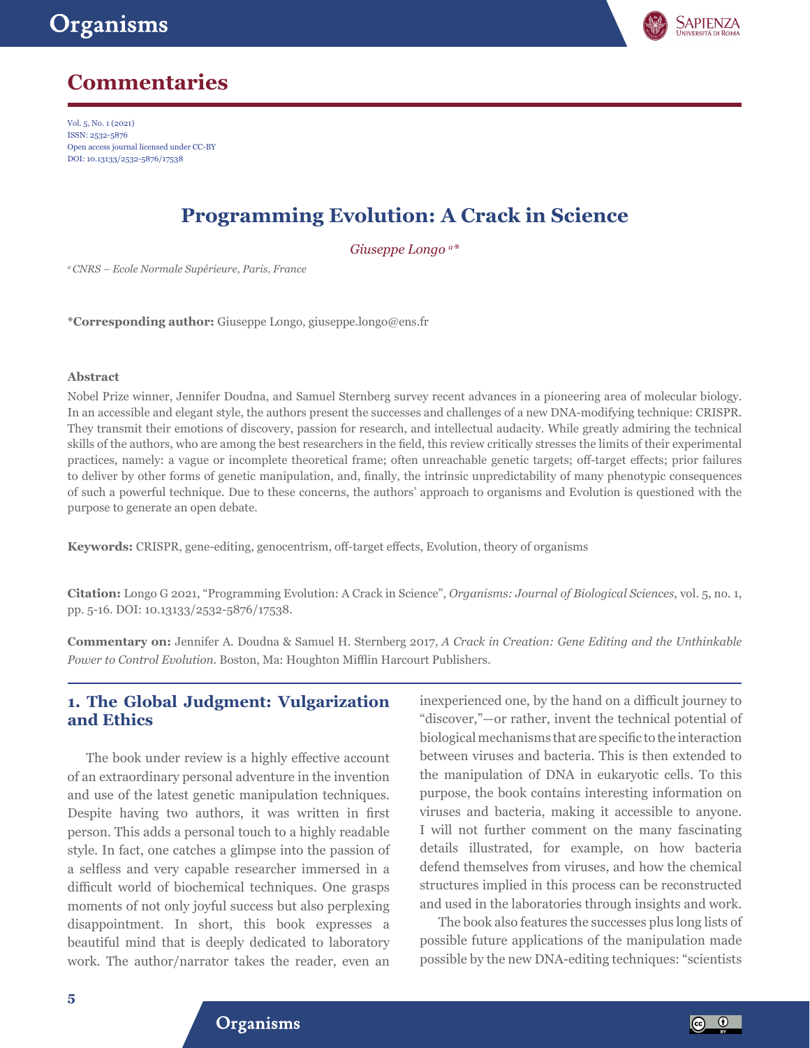# Commentaries

Vol. 5, No. 1 (2021)
ISSN: 2532-5876
Open access journal licensed under CC-BY
DOI: 10.13133/2532-5876/17538

## Programming Evolution: A Crack in Science

*Giuseppe Longo [a*]*

[a] *CNRS – Ecole Normale Supérieure, Paris, France*

***Corresponding author:** Giuseppe Longo, giuseppe.longo@ens.fr

**Abstract**

Nobel Prize winner, Jennifer Doudna, and Samuel Sternberg survey recent advances in a pioneering area of molecular biology. In an accessible and elegant style, the authors present the successes and challenges of a new DNA-modifying technique: CRISPR. They transmit their emotions of discovery, passion for research, and intellectual audacity. While greatly admiring the technical skills of the authors, who are among the best researchers in the field, this review critically stresses the limits of their experimental practices, namely: a vague or incomplete theoretical frame; often unreachable genetic targets; off-target effects; prior failures to deliver by other forms of genetic manipulation, and, finally, the intrinsic unpredictability of many phenotypic consequences of such a powerful technique. Due to these concerns, the authors' approach to organisms and Evolution is questioned with the purpose to generate an open debate.

**Keywords:** CRISPR, gene-editing, genocentrism, off-target effects, Evolution, theory of organisms

**Citation:** Longo G 2021, "Programming Evolution: A Crack in Science", *Organisms: Journal of Biological Sciences*, vol. 5, no. 1, pp. 5-16. DOI: 10.13133/2532-5876/17538.

**Commentary on:** Jennifer A. Doudna & Samuel H. Sternberg 2017, *A Crack in Creation: Gene Editing and the Unthinkable Power to Control Evolution*. Boston, Ma: Houghton Mifflin Harcourt Publishers.

### 1. The Global Judgment: Vulgarization and Ethics

The book under review is a highly effective account of an extraordinary personal adventure in the invention and use of the latest genetic manipulation techniques. Despite having two authors, it was written in first person. This adds a personal touch to a highly readable style. In fact, one catches a glimpse into the passion of a selfless and very capable researcher immersed in a difficult world of biochemical techniques. One grasps moments of not only joyful success but also perplexing disappointment. In short, this book expresses a beautiful mind that is deeply dedicated to laboratory work. The author/narrator takes the reader, even an inexperienced one, by the hand on a difficult journey to "discover,"—or rather, invent the technical potential of biological mechanisms that are specific to the interaction between viruses and bacteria. This is then extended to the manipulation of DNA in eukaryotic cells. To this purpose, the book contains interesting information on viruses and bacteria, making it accessible to anyone. I will not further comment on the many fascinating details illustrated, for example, on how bacteria defend themselves from viruses, and how the chemical structures implied in this process can be reconstructed and used in the laboratories through insights and work.

The book also features the successes plus long lists of possible future applications of the manipulation made possible by the new DNA-editing techniques: "scientists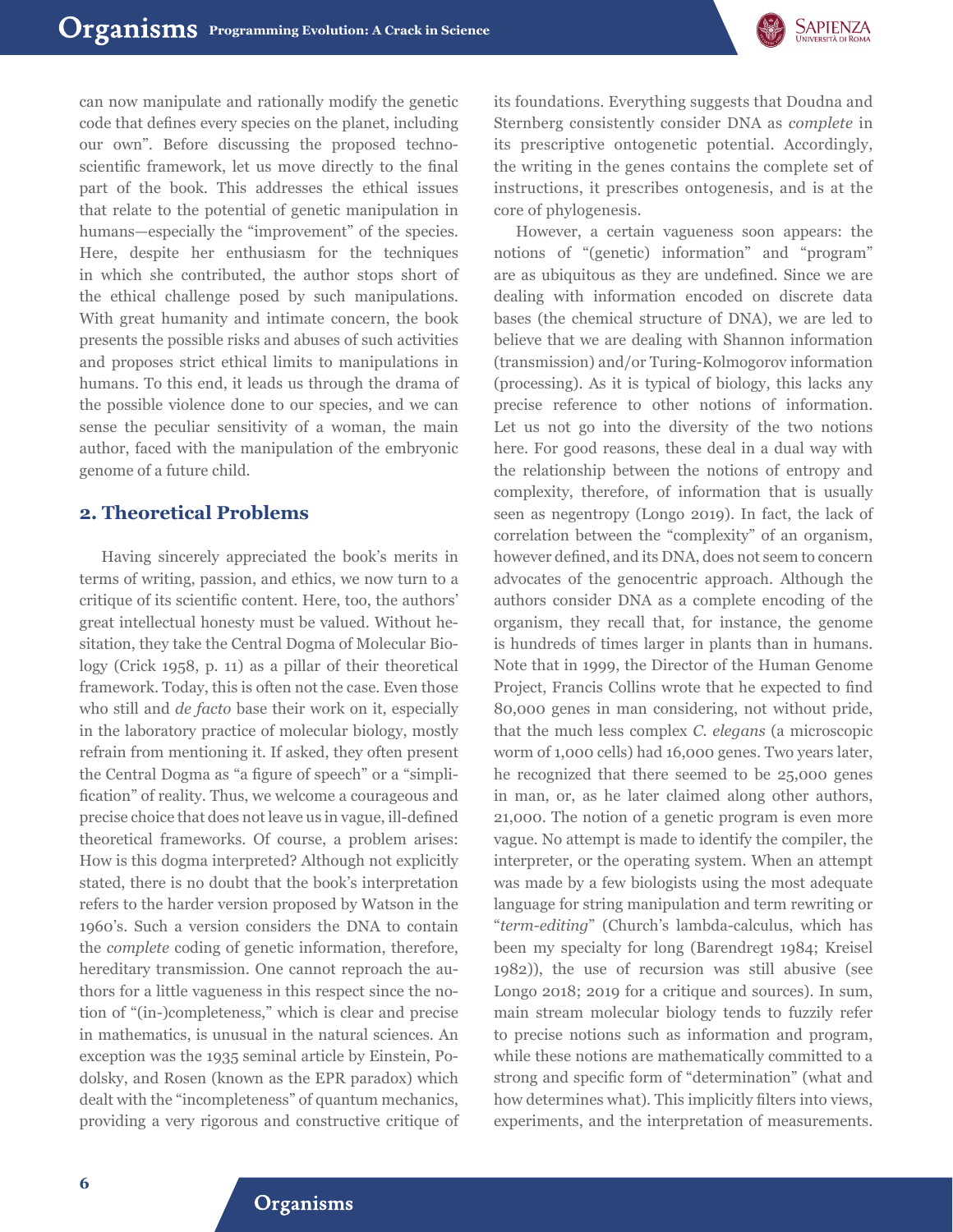can now manipulate and rationally modify the genetic code that defines every species on the planet, including our own". Before discussing the proposed techno-scientific framework, let us move directly to the final part of the book. This addresses the ethical issues that relate to the potential of genetic manipulation in humans—especially the "improvement" of the species. Here, despite her enthusiasm for the techniques in which she contributed, the author stops short of the ethical challenge posed by such manipulations. With great humanity and intimate concern, the book presents the possible risks and abuses of such activities and proposes strict ethical limits to manipulations in humans. To this end, it leads us through the drama of the possible violence done to our species, and we can sense the peculiar sensitivity of a woman, the main author, faced with the manipulation of the embryonic genome of a future child.

## 2. Theoretical Problems

Having sincerely appreciated the book's merits in terms of writing, passion, and ethics, we now turn to a critique of its scientific content. Here, too, the authors' great intellectual honesty must be valued. Without hesitation, they take the Central Dogma of Molecular Biology (Crick 1958, p. 11) as a pillar of their theoretical framework. Today, this is often not the case. Even those who still and *de facto* base their work on it, especially in the laboratory practice of molecular biology, mostly refrain from mentioning it. If asked, they often present the Central Dogma as "a figure of speech" or a "simplification" of reality. Thus, we welcome a courageous and precise choice that does not leave us in vague, ill-defined theoretical frameworks. Of course, a problem arises: How is this dogma interpreted? Although not explicitly stated, there is no doubt that the book's interpretation refers to the harder version proposed by Watson in the 1960's. Such a version considers the DNA to contain the *complete* coding of genetic information, therefore, hereditary transmission. One cannot reproach the authors for a little vagueness in this respect since the notion of "(in-)completeness," which is clear and precise in mathematics, is unusual in the natural sciences. An exception was the 1935 seminal article by Einstein, Podolsky, and Rosen (known as the EPR paradox) which dealt with the "incompleteness" of quantum mechanics, providing a very rigorous and constructive critique of its foundations. Everything suggests that Doudna and Sternberg consistently consider DNA as *complete* in its prescriptive ontogenetic potential. Accordingly, the writing in the genes contains the complete set of instructions, it prescribes ontogenesis, and is at the core of phylogenesis.

However, a certain vagueness soon appears: the notions of "(genetic) information" and "program" are as ubiquitous as they are undefined. Since we are dealing with information encoded on discrete data bases (the chemical structure of DNA), we are led to believe that we are dealing with Shannon information (transmission) and/or Turing-Kolmogorov information (processing). As it is typical of biology, this lacks any precise reference to other notions of information. Let us not go into the diversity of the two notions here. For good reasons, these deal in a dual way with the relationship between the notions of entropy and complexity, therefore, of information that is usually seen as negentropy (Longo 2019). In fact, the lack of correlation between the "complexity" of an organism, however defined, and its DNA, does not seem to concern advocates of the genocentric approach. Although the authors consider DNA as a complete encoding of the organism, they recall that, for instance, the genome is hundreds of times larger in plants than in humans. Note that in 1999, the Director of the Human Genome Project, Francis Collins wrote that he expected to find 80,000 genes in man considering, not without pride, that the much less complex *C. elegans* (a microscopic worm of 1,000 cells) had 16,000 genes. Two years later, he recognized that there seemed to be 25,000 genes in man, or, as he later claimed along other authors, 21,000. The notion of a genetic program is even more vague. No attempt is made to identify the compiler, the interpreter, or the operating system. When an attempt was made by a few biologists using the most adequate language for string manipulation and term rewriting or "*term-editing*" (Church's lambda-calculus, which has been my specialty for long (Barendregt 1984; Kreisel 1982)), the use of recursion was still abusive (see Longo 2018; 2019 for a critique and sources). In sum, main stream molecular biology tends to fuzzily refer to precise notions such as information and program, while these notions are mathematically committed to a strong and specific form of "determination" (what and how determines what). This implicitly filters into views, experiments, and the interpretation of measurements.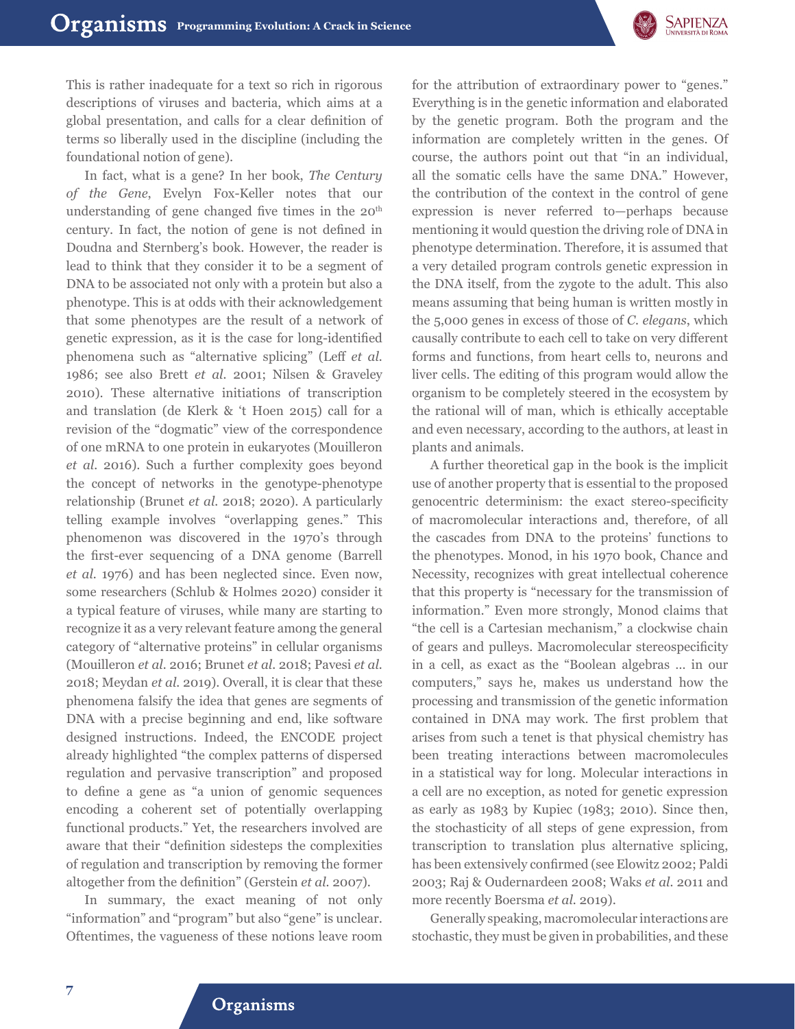This is rather inadequate for a text so rich in rigorous descriptions of viruses and bacteria, which aims at a global presentation, and calls for a clear definition of terms so liberally used in the discipline (including the foundational notion of gene).

In fact, what is a gene? In her book, *The Century of the Gene*, Evelyn Fox-Keller notes that our understanding of gene changed five times in the 20th century. In fact, the notion of gene is not defined in Doudna and Sternberg's book. However, the reader is lead to think that they consider it to be a segment of DNA to be associated not only with a protein but also a phenotype. This is at odds with their acknowledgement that some phenotypes are the result of a network of genetic expression, as it is the case for long-identified phenomena such as "alternative splicing" (Leff *et al.* 1986; see also Brett *et al.* 2001; Nilsen & Graveley 2010). These alternative initiations of transcription and translation (de Klerk & 't Hoen 2015) call for a revision of the "dogmatic" view of the correspondence of one mRNA to one protein in eukaryotes (Mouilleron *et al.* 2016). Such a further complexity goes beyond the concept of networks in the genotype-phenotype relationship (Brunet *et al.* 2018; 2020). A particularly telling example involves "overlapping genes." This phenomenon was discovered in the 1970's through the first-ever sequencing of a DNA genome (Barrell *et al.* 1976) and has been neglected since. Even now, some researchers (Schlub & Holmes 2020) consider it a typical feature of viruses, while many are starting to recognize it as a very relevant feature among the general category of "alternative proteins" in cellular organisms (Mouilleron *et al.* 2016; Brunet *et al.* 2018; Pavesi *et al.* 2018; Meydan *et al.* 2019). Overall, it is clear that these phenomena falsify the idea that genes are segments of DNA with a precise beginning and end, like software designed instructions. Indeed, the ENCODE project already highlighted "the complex patterns of dispersed regulation and pervasive transcription" and proposed to define a gene as "a union of genomic sequences encoding a coherent set of potentially overlapping functional products." Yet, the researchers involved are aware that their "definition sidesteps the complexities of regulation and transcription by removing the former altogether from the definition" (Gerstein *et al.* 2007).

In summary, the exact meaning of not only "information" and "program" but also "gene" is unclear. Oftentimes, the vagueness of these notions leave room for the attribution of extraordinary power to "genes." Everything is in the genetic information and elaborated by the genetic program. Both the program and the information are completely written in the genes. Of course, the authors point out that "in an individual, all the somatic cells have the same DNA." However, the contribution of the context in the control of gene expression is never referred to—perhaps because mentioning it would question the driving role of DNA in phenotype determination. Therefore, it is assumed that a very detailed program controls genetic expression in the DNA itself, from the zygote to the adult. This also means assuming that being human is written mostly in the 5,000 genes in excess of those of *C. elegans*, which causally contribute to each cell to take on very different forms and functions, from heart cells to, neurons and liver cells. The editing of this program would allow the organism to be completely steered in the ecosystem by the rational will of man, which is ethically acceptable and even necessary, according to the authors, at least in plants and animals.

A further theoretical gap in the book is the implicit use of another property that is essential to the proposed genocentric determinism: the exact stereo-specificity of macromolecular interactions and, therefore, of all the cascades from DNA to the proteins' functions to the phenotypes. Monod, in his 1970 book, Chance and Necessity, recognizes with great intellectual coherence that this property is "necessary for the transmission of information." Even more strongly, Monod claims that "the cell is a Cartesian mechanism," a clockwise chain of gears and pulleys. Macromolecular stereospecificity in a cell, as exact as the "Boolean algebras … in our computers," says he, makes us understand how the processing and transmission of the genetic information contained in DNA may work. The first problem that arises from such a tenet is that physical chemistry has been treating interactions between macromolecules in a statistical way for long. Molecular interactions in a cell are no exception, as noted for genetic expression as early as 1983 by Kupiec (1983; 2010). Since then, the stochasticity of all steps of gene expression, from transcription to translation plus alternative splicing, has been extensively confirmed (see Elowitz 2002; Paldi 2003; Raj & Oudernardeen 2008; Waks *et al.* 2011 and more recently Boersma *et al.* 2019).

Generally speaking, macromolecular interactions are stochastic, they must be given in probabilities, and these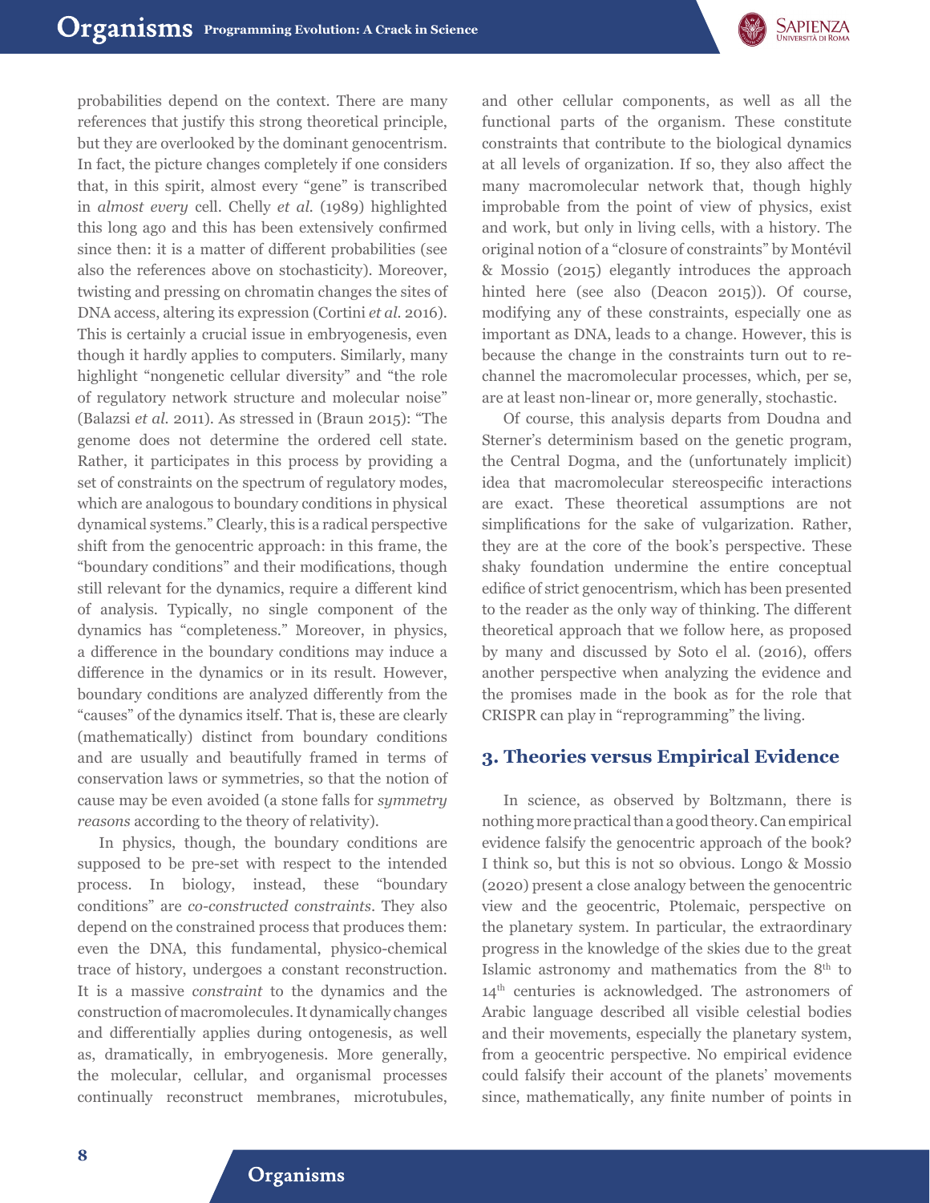probabilities depend on the context. There are many references that justify this strong theoretical principle, but they are overlooked by the dominant genocentrism. In fact, the picture changes completely if one considers that, in this spirit, almost every "gene" is transcribed in *almost every* cell. Chelly *et al.* (1989) highlighted this long ago and this has been extensively confirmed since then: it is a matter of different probabilities (see also the references above on stochasticity). Moreover, twisting and pressing on chromatin changes the sites of DNA access, altering its expression (Cortini *et al.* 2016). This is certainly a crucial issue in embryogenesis, even though it hardly applies to computers. Similarly, many highlight "nongenetic cellular diversity" and "the role of regulatory network structure and molecular noise" (Balazsi *et al.* 2011). As stressed in (Braun 2015): "The genome does not determine the ordered cell state. Rather, it participates in this process by providing a set of constraints on the spectrum of regulatory modes, which are analogous to boundary conditions in physical dynamical systems." Clearly, this is a radical perspective shift from the genocentric approach: in this frame, the "boundary conditions" and their modifications, though still relevant for the dynamics, require a different kind of analysis. Typically, no single component of the dynamics has "completeness." Moreover, in physics, a difference in the boundary conditions may induce a difference in the dynamics or in its result. However, boundary conditions are analyzed differently from the "causes" of the dynamics itself. That is, these are clearly (mathematically) distinct from boundary conditions and are usually and beautifully framed in terms of conservation laws or symmetries, so that the notion of cause may be even avoided (a stone falls for *symmetry reasons* according to the theory of relativity).

In physics, though, the boundary conditions are supposed to be pre-set with respect to the intended process. In biology, instead, these "boundary conditions" are *co-constructed constraints*. They also depend on the constrained process that produces them: even the DNA, this fundamental, physico-chemical trace of history, undergoes a constant reconstruction. It is a massive *constraint* to the dynamics and the construction of macromolecules. It dynamically changes and differentially applies during ontogenesis, as well as, dramatically, in embryogenesis. More generally, the molecular, cellular, and organismal processes continually reconstruct membranes, microtubules, and other cellular components, as well as all the functional parts of the organism. These constitute constraints that contribute to the biological dynamics at all levels of organization. If so, they also affect the many macromolecular network that, though highly improbable from the point of view of physics, exist and work, but only in living cells, with a history. The original notion of a "closure of constraints" by Montévil & Mossio (2015) elegantly introduces the approach hinted here (see also (Deacon 2015)). Of course, modifying any of these constraints, especially one as important as DNA, leads to a change. However, this is because the change in the constraints turn out to re-channel the macromolecular processes, which, per se, are at least non-linear or, more generally, stochastic.

Of course, this analysis departs from Doudna and Sterner's determinism based on the genetic program, the Central Dogma, and the (unfortunately implicit) idea that macromolecular stereospecific interactions are exact. These theoretical assumptions are not simplifications for the sake of vulgarization. Rather, they are at the core of the book's perspective. These shaky foundation undermine the entire conceptual edifice of strict genocentrism, which has been presented to the reader as the only way of thinking. The different theoretical approach that we follow here, as proposed by many and discussed by Soto el al. (2016), offers another perspective when analyzing the evidence and the promises made in the book as for the role that CRISPR can play in "reprogramming" the living.

## 3. Theories versus Empirical Evidence

In science, as observed by Boltzmann, there is nothing more practical than a good theory. Can empirical evidence falsify the genocentric approach of the book? I think so, but this is not so obvious. Longo & Mossio (2020) present a close analogy between the genocentric view and the geocentric, Ptolemaic, perspective on the planetary system. In particular, the extraordinary progress in the knowledge of the skies due to the great Islamic astronomy and mathematics from the 8th to 14th centuries is acknowledged. The astronomers of Arabic language described all visible celestial bodies and their movements, especially the planetary system, from a geocentric perspective. No empirical evidence could falsify their account of the planets' movements since, mathematically, any finite number of points in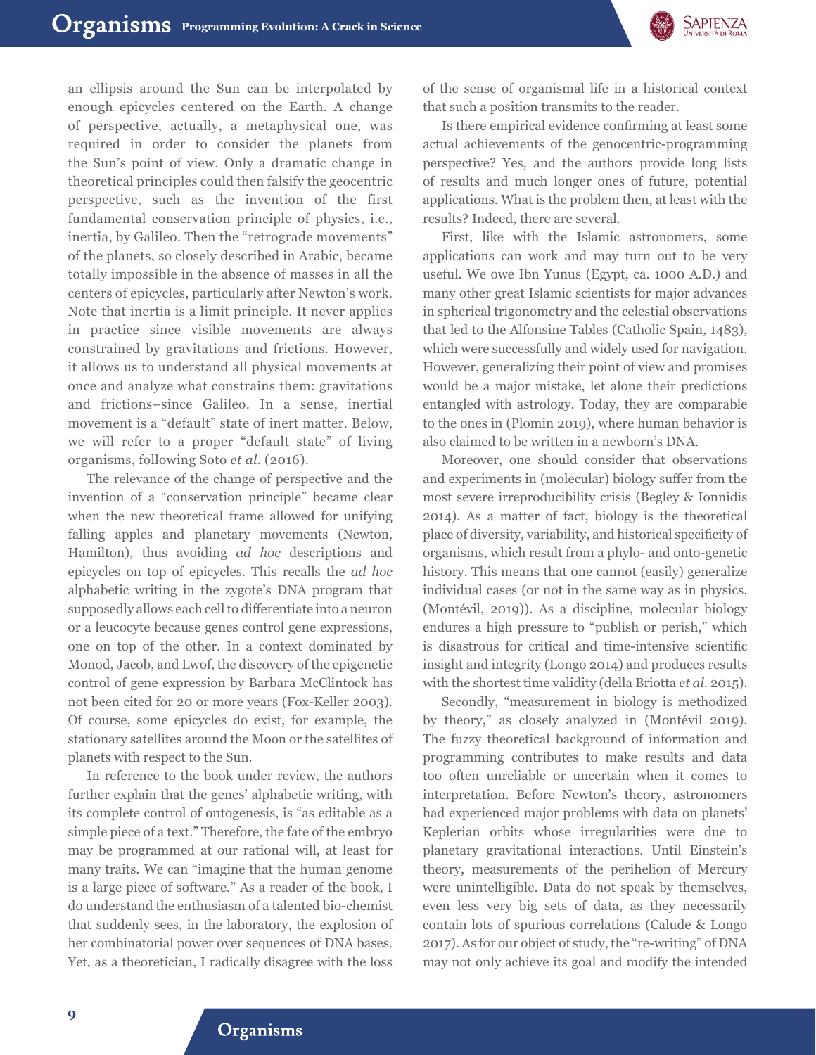an ellipsis around the Sun can be interpolated by enough epicycles centered on the Earth. A change of perspective, actually, a metaphysical one, was required in order to consider the planets from the Sun's point of view. Only a dramatic change in theoretical principles could then falsify the geocentric perspective, such as the invention of the first fundamental conservation principle of physics, i.e., inertia, by Galileo. Then the "retrograde movements" of the planets, so closely described in Arabic, became totally impossible in the absence of masses in all the centers of epicycles, particularly after Newton's work. Note that inertia is a limit principle. It never applies in practice since visible movements are always constrained by gravitations and frictions. However, it allows us to understand all physical movements at once and analyze what constrains them: gravitations and frictions–since Galileo. In a sense, inertial movement is a "default" state of inert matter. Below, we will refer to a proper "default state" of living organisms, following Soto *et al.* (2016).

The relevance of the change of perspective and the invention of a "conservation principle" became clear when the new theoretical frame allowed for unifying falling apples and planetary movements (Newton, Hamilton), thus avoiding *ad hoc* descriptions and epicycles on top of epicycles. This recalls the *ad hoc* alphabetic writing in the zygote's DNA program that supposedly allows each cell to differentiate into a neuron or a leucocyte because genes control gene expressions, one on top of the other. In a context dominated by Monod, Jacob, and Lwof, the discovery of the epigenetic control of gene expression by Barbara McClintock has not been cited for 20 or more years (Fox-Keller 2003). Of course, some epicycles do exist, for example, the stationary satellites around the Moon or the satellites of planets with respect to the Sun.

In reference to the book under review, the authors further explain that the genes' alphabetic writing, with its complete control of ontogenesis, is "as editable as a simple piece of a text." Therefore, the fate of the embryo may be programmed at our rational will, at least for many traits. We can "imagine that the human genome is a large piece of software." As a reader of the book, I do understand the enthusiasm of a talented bio-chemist that suddenly sees, in the laboratory, the explosion of her combinatorial power over sequences of DNA bases. Yet, as a theoretician, I radically disagree with the loss of the sense of organismal life in a historical context that such a position transmits to the reader.

Is there empirical evidence confirming at least some actual achievements of the genocentric-programming perspective? Yes, and the authors provide long lists of results and much longer ones of future, potential applications. What is the problem then, at least with the results? Indeed, there are several.

First, like with the Islamic astronomers, some applications can work and may turn out to be very useful. We owe Ibn Yunus (Egypt, ca. 1000 A.D.) and many other great Islamic scientists for major advances in spherical trigonometry and the celestial observations that led to the Alfonsine Tables (Catholic Spain, 1483), which were successfully and widely used for navigation. However, generalizing their point of view and promises would be a major mistake, let alone their predictions entangled with astrology. Today, they are comparable to the ones in (Plomin 2019), where human behavior is also claimed to be written in a newborn's DNA.

Moreover, one should consider that observations and experiments in (molecular) biology suffer from the most severe irreproducibility crisis (Begley & Ionnidis 2014). As a matter of fact, biology is the theoretical place of diversity, variability, and historical specificity of organisms, which result from a phylo- and onto-genetic history. This means that one cannot (easily) generalize individual cases (or not in the same way as in physics, (Montévil, 2019)). As a discipline, molecular biology endures a high pressure to "publish or perish," which is disastrous for critical and time-intensive scientific insight and integrity (Longo 2014) and produces results with the shortest time validity (della Briotta *et al.* 2015).

Secondly, "measurement in biology is methodized by theory," as closely analyzed in (Montévil 2019). The fuzzy theoretical background of information and programming contributes to make results and data too often unreliable or uncertain when it comes to interpretation. Before Newton's theory, astronomers had experienced major problems with data on planets' Keplerian orbits whose irregularities were due to planetary gravitational interactions. Until Einstein's theory, measurements of the perihelion of Mercury were unintelligible. Data do not speak by themselves, even less very big sets of data, as they necessarily contain lots of spurious correlations (Calude & Longo 2017). As for our object of study, the "re-writing" of DNA may not only achieve its goal and modify the intended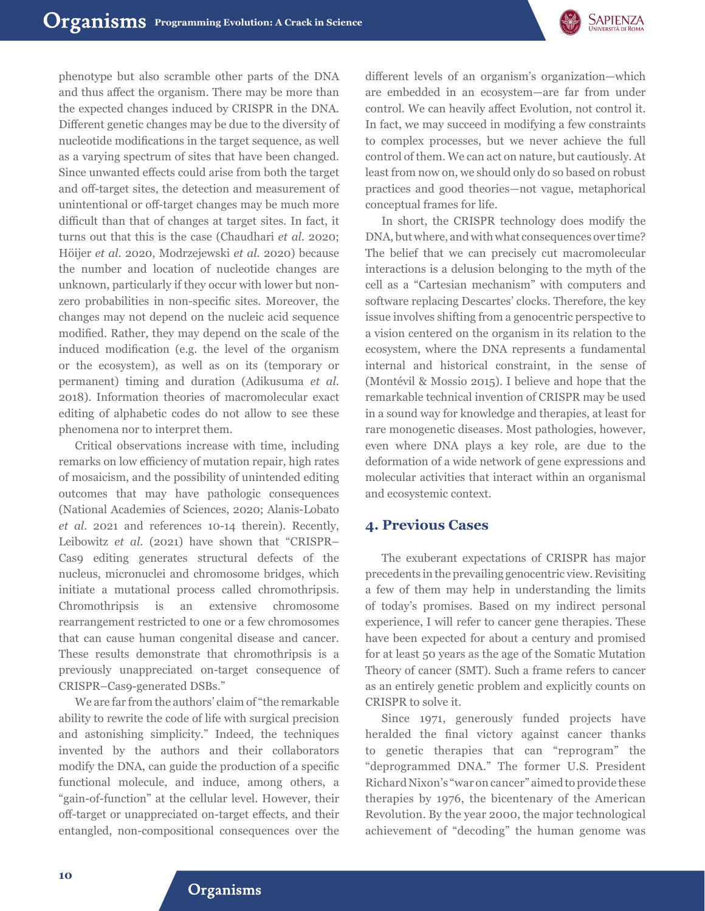phenotype but also scramble other parts of the DNA and thus affect the organism. There may be more than the expected changes induced by CRISPR in the DNA. Different genetic changes may be due to the diversity of nucleotide modifications in the target sequence, as well as a varying spectrum of sites that have been changed. Since unwanted effects could arise from both the target and off-target sites, the detection and measurement of unintentional or off-target changes may be much more difficult than that of changes at target sites. In fact, it turns out that this is the case (Chaudhari *et al.* 2020; Höijer *et al.* 2020, Modrzejewski *et al.* 2020) because the number and location of nucleotide changes are unknown, particularly if they occur with lower but non-zero probabilities in non-specific sites. Moreover, the changes may not depend on the nucleic acid sequence modified. Rather, they may depend on the scale of the induced modification (e.g. the level of the organism or the ecosystem), as well as on its (temporary or permanent) timing and duration (Adikusuma *et al.* 2018). Information theories of macromolecular exact editing of alphabetic codes do not allow to see these phenomena nor to interpret them.

Critical observations increase with time, including remarks on low efficiency of mutation repair, high rates of mosaicism, and the possibility of unintended editing outcomes that may have pathologic consequences (National Academies of Sciences, 2020; Alanis-Lobato *et al.* 2021 and references 10-14 therein). Recently, Leibowitz *et al.* (2021) have shown that "CRISPR–Cas9 editing generates structural defects of the nucleus, micronuclei and chromosome bridges, which initiate a mutational process called chromothripsis. Chromothripsis is an extensive chromosome rearrangement restricted to one or a few chromosomes that can cause human congenital disease and cancer. These results demonstrate that chromothripsis is a previously unappreciated on-target consequence of CRISPR–Cas9-generated DSBs."

We are far from the authors' claim of "the remarkable ability to rewrite the code of life with surgical precision and astonishing simplicity." Indeed, the techniques invented by the authors and their collaborators modify the DNA, can guide the production of a specific functional molecule, and induce, among others, a "gain-of-function" at the cellular level. However, their off-target or unappreciated on-target effects, and their entangled, non-compositional consequences over the different levels of an organism's organization—which are embedded in an ecosystem—are far from under control. We can heavily affect Evolution, not control it. In fact, we may succeed in modifying a few constraints to complex processes, but we never achieve the full control of them. We can act on nature, but cautiously. At least from now on, we should only do so based on robust practices and good theories—not vague, metaphorical conceptual frames for life.

In short, the CRISPR technology does modify the DNA, but where, and with what consequences over time? The belief that we can precisely cut macromolecular interactions is a delusion belonging to the myth of the cell as a "Cartesian mechanism" with computers and software replacing Descartes' clocks. Therefore, the key issue involves shifting from a genocentric perspective to a vision centered on the organism in its relation to the ecosystem, where the DNA represents a fundamental internal and historical constraint, in the sense of (Montévil & Mossio 2015). I believe and hope that the remarkable technical invention of CRISPR may be used in a sound way for knowledge and therapies, at least for rare monogenetic diseases. Most pathologies, however, even where DNA plays a key role, are due to the deformation of a wide network of gene expressions and molecular activities that interact within an organismal and ecosystemic context.

## 4. Previous Cases

The exuberant expectations of CRISPR has major precedents in the prevailing genocentric view. Revisiting a few of them may help in understanding the limits of today's promises. Based on my indirect personal experience, I will refer to cancer gene therapies. These have been expected for about a century and promised for at least 50 years as the age of the Somatic Mutation Theory of cancer (SMT). Such a frame refers to cancer as an entirely genetic problem and explicitly counts on CRISPR to solve it.

Since 1971, generously funded projects have heralded the final victory against cancer thanks to genetic therapies that can "reprogram" the "deprogrammed DNA." The former U.S. President Richard Nixon's "war on cancer" aimed to provide these therapies by 1976, the bicentenary of the American Revolution. By the year 2000, the major technological achievement of "decoding" the human genome was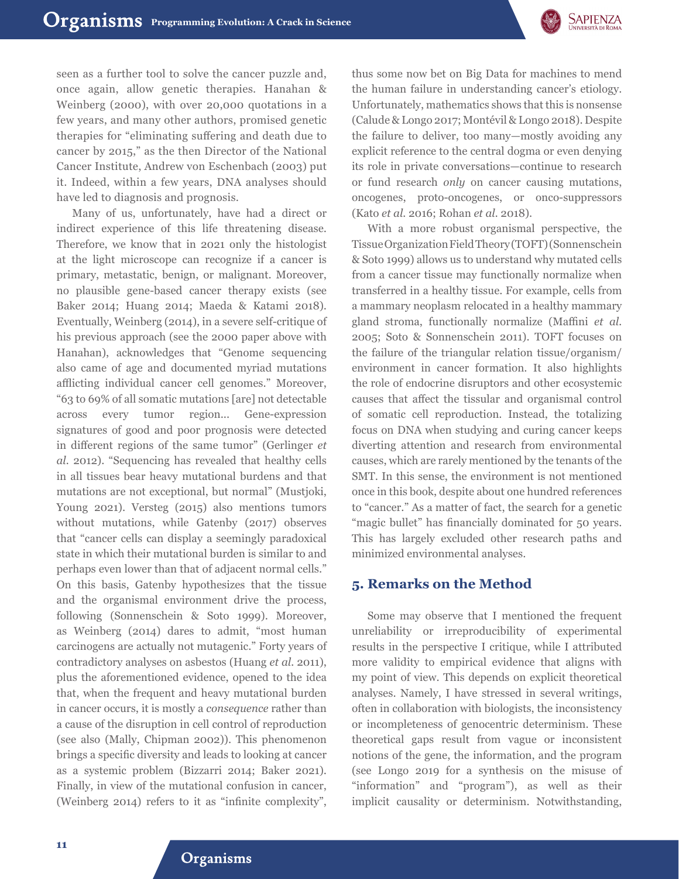seen as a further tool to solve the cancer puzzle and, once again, allow genetic therapies. Hanahan & Weinberg (2000), with over 20,000 quotations in a few years, and many other authors, promised genetic therapies for "eliminating suffering and death due to cancer by 2015," as the then Director of the National Cancer Institute, Andrew von Eschenbach (2003) put it. Indeed, within a few years, DNA analyses should have led to diagnosis and prognosis.

Many of us, unfortunately, have had a direct or indirect experience of this life threatening disease. Therefore, we know that in 2021 only the histologist at the light microscope can recognize if a cancer is primary, metastatic, benign, or malignant. Moreover, no plausible gene-based cancer therapy exists (see Baker 2014; Huang 2014; Maeda & Katami 2018). Eventually, Weinberg (2014), in a severe self-critique of his previous approach (see the 2000 paper above with Hanahan), acknowledges that "Genome sequencing also came of age and documented myriad mutations afflicting individual cancer cell genomes." Moreover, "63 to 69% of all somatic mutations [are] not detectable across every tumor region… Gene-expression signatures of good and poor prognosis were detected in different regions of the same tumor" (Gerlinger *et al.* 2012). "Sequencing has revealed that healthy cells in all tissues bear heavy mutational burdens and that mutations are not exceptional, but normal" (Mustjoki, Young 2021). Versteg (2015) also mentions tumors without mutations, while Gatenby (2017) observes that "cancer cells can display a seemingly paradoxical state in which their mutational burden is similar to and perhaps even lower than that of adjacent normal cells." On this basis, Gatenby hypothesizes that the tissue and the organismal environment drive the process, following (Sonnenschein & Soto 1999). Moreover, as Weinberg (2014) dares to admit, "most human carcinogens are actually not mutagenic." Forty years of contradictory analyses on asbestos (Huang *et al.* 2011), plus the aforementioned evidence, opened to the idea that, when the frequent and heavy mutational burden in cancer occurs, it is mostly a *consequence* rather than a cause of the disruption in cell control of reproduction (see also (Mally, Chipman 2002)). This phenomenon brings a specific diversity and leads to looking at cancer as a systemic problem (Bizzarri 2014; Baker 2021). Finally, in view of the mutational confusion in cancer, (Weinberg 2014) refers to it as "infinite complexity", thus some now bet on Big Data for machines to mend the human failure in understanding cancer's etiology. Unfortunately, mathematics shows that this is nonsense (Calude & Longo 2017; Montévil & Longo 2018). Despite the failure to deliver, too many—mostly avoiding any explicit reference to the central dogma or even denying its role in private conversations—continue to research or fund research *only* on cancer causing mutations, oncogenes, proto-oncogenes, or onco-suppressors (Kato *et al.* 2016; Rohan *et al.* 2018).

With a more robust organismal perspective, the Tissue Organization Field Theory (TOFT) (Sonnenschein & Soto 1999) allows us to understand why mutated cells from a cancer tissue may functionally normalize when transferred in a healthy tissue. For example, cells from a mammary neoplasm relocated in a healthy mammary gland stroma, functionally normalize (Maffini *et al.* 2005; Soto & Sonnenschein 2011). TOFT focuses on the failure of the triangular relation tissue/organism/environment in cancer formation. It also highlights the role of endocrine disruptors and other ecosystemic causes that affect the tissular and organismal control of somatic cell reproduction. Instead, the totalizing focus on DNA when studying and curing cancer keeps diverting attention and research from environmental causes, which are rarely mentioned by the tenants of the SMT. In this sense, the environment is not mentioned once in this book, despite about one hundred references to "cancer." As a matter of fact, the search for a genetic "magic bullet" has financially dominated for 50 years. This has largely excluded other research paths and minimized environmental analyses.

## 5. Remarks on the Method

Some may observe that I mentioned the frequent unreliability or irreproducibility of experimental results in the perspective I critique, while I attributed more validity to empirical evidence that aligns with my point of view. This depends on explicit theoretical analyses. Namely, I have stressed in several writings, often in collaboration with biologists, the inconsistency or incompleteness of genocentric determinism. These theoretical gaps result from vague or inconsistent notions of the gene, the information, and the program (see Longo 2019 for a synthesis on the misuse of "information" and "program"), as well as their implicit causality or determinism. Notwithstanding,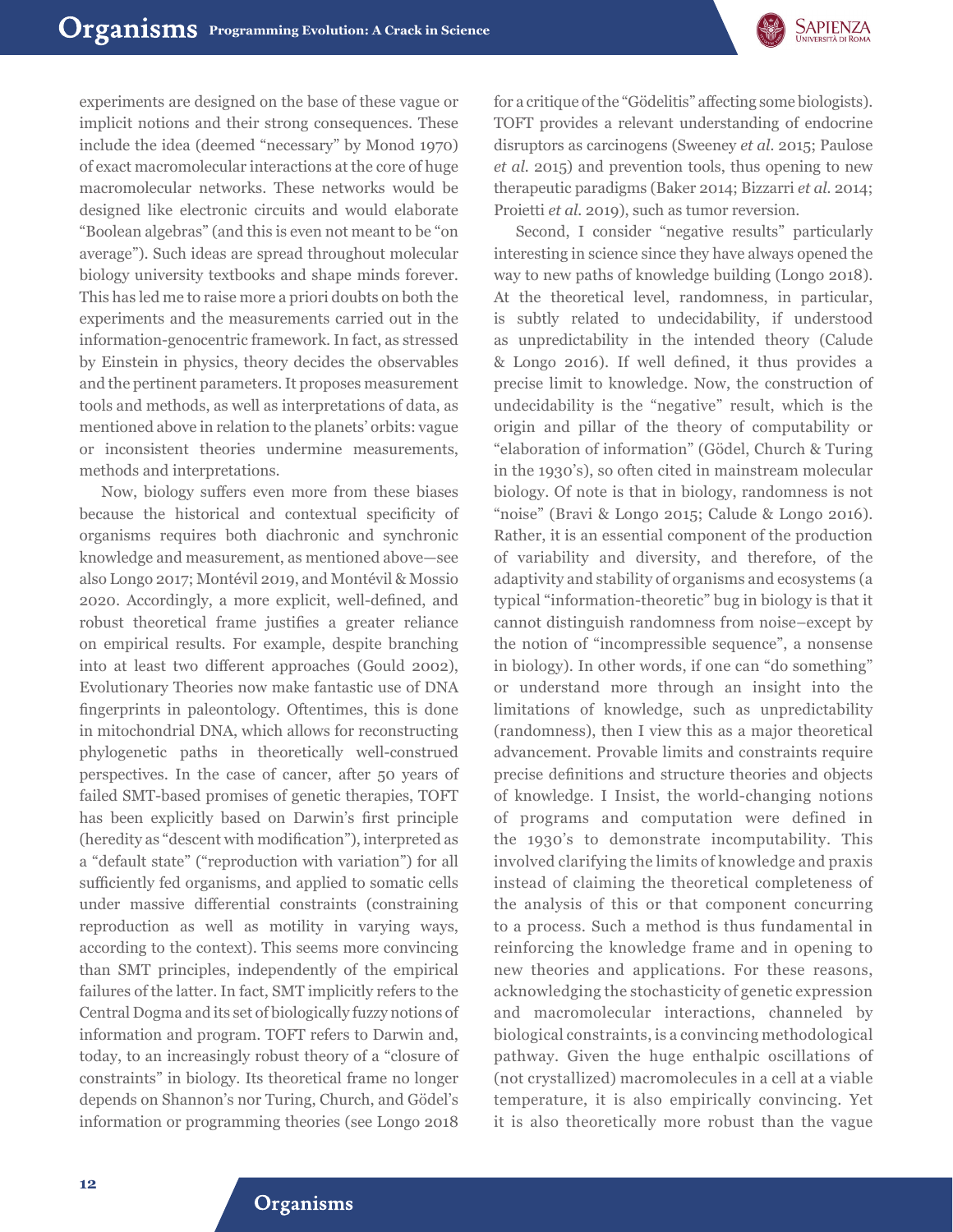experiments are designed on the base of these vague or implicit notions and their strong consequences. These include the idea (deemed "necessary" by Monod 1970) of exact macromolecular interactions at the core of huge macromolecular networks. These networks would be designed like electronic circuits and would elaborate "Boolean algebras" (and this is even not meant to be "on average"). Such ideas are spread throughout molecular biology university textbooks and shape minds forever. This has led me to raise more a priori doubts on both the experiments and the measurements carried out in the information-genocentric framework. In fact, as stressed by Einstein in physics, theory decides the observables and the pertinent parameters. It proposes measurement tools and methods, as well as interpretations of data, as mentioned above in relation to the planets' orbits: vague or inconsistent theories undermine measurements, methods and interpretations.

Now, biology suffers even more from these biases because the historical and contextual specificity of organisms requires both diachronic and synchronic knowledge and measurement, as mentioned above—see also Longo 2017; Montévil 2019, and Montévil & Mossio 2020. Accordingly, a more explicit, well-defined, and robust theoretical frame justifies a greater reliance on empirical results. For example, despite branching into at least two different approaches (Gould 2002), Evolutionary Theories now make fantastic use of DNA fingerprints in paleontology. Oftentimes, this is done in mitochondrial DNA, which allows for reconstructing phylogenetic paths in theoretically well-construed perspectives. In the case of cancer, after 50 years of failed SMT-based promises of genetic therapies, TOFT has been explicitly based on Darwin's first principle (heredity as "descent with modification"), interpreted as a "default state" ("reproduction with variation") for all sufficiently fed organisms, and applied to somatic cells under massive differential constraints (constraining reproduction as well as motility in varying ways, according to the context). This seems more convincing than SMT principles, independently of the empirical failures of the latter. In fact, SMT implicitly refers to the Central Dogma and its set of biologically fuzzy notions of information and program. TOFT refers to Darwin and, today, to an increasingly robust theory of a "closure of constraints" in biology. Its theoretical frame no longer depends on Shannon's nor Turing, Church, and Gödel's information or programming theories (see Longo 2018 for a critique of the "Gödelitis" affecting some biologists). TOFT provides a relevant understanding of endocrine disruptors as carcinogens (Sweeney *et al.* 2015; Paulose *et al.* 2015) and prevention tools, thus opening to new therapeutic paradigms (Baker 2014; Bizzarri *et al.* 2014; Proietti *et al.* 2019), such as tumor reversion.

Second, I consider "negative results" particularly interesting in science since they have always opened the way to new paths of knowledge building (Longo 2018). At the theoretical level, randomness, in particular, is subtly related to undecidability, if understood as unpredictability in the intended theory (Calude & Longo 2016). If well defined, it thus provides a precise limit to knowledge. Now, the construction of undecidability is the "negative" result, which is the origin and pillar of the theory of computability or "elaboration of information" (Gödel, Church & Turing in the 1930's), so often cited in mainstream molecular biology. Of note is that in biology, randomness is not "noise" (Bravi & Longo 2015; Calude & Longo 2016). Rather, it is an essential component of the production of variability and diversity, and therefore, of the adaptivity and stability of organisms and ecosystems (a typical "information-theoretic" bug in biology is that it cannot distinguish randomness from noise–except by the notion of "incompressible sequence", a nonsense in biology). In other words, if one can "do something" or understand more through an insight into the limitations of knowledge, such as unpredictability (randomness), then I view this as a major theoretical advancement. Provable limits and constraints require precise definitions and structure theories and objects of knowledge. I Insist, the world-changing notions of programs and computation were defined in the 1930's to demonstrate incomputability. This involved clarifying the limits of knowledge and praxis instead of claiming the theoretical completeness of the analysis of this or that component concurring to a process. Such a method is thus fundamental in reinforcing the knowledge frame and in opening to new theories and applications. For these reasons, acknowledging the stochasticity of genetic expression and macromolecular interactions, channeled by biological constraints, is a convincing methodological pathway. Given the huge enthalpic oscillations of (not crystallized) macromolecules in a cell at a viable temperature, it is also empirically convincing. Yet it is also theoretically more robust than the vague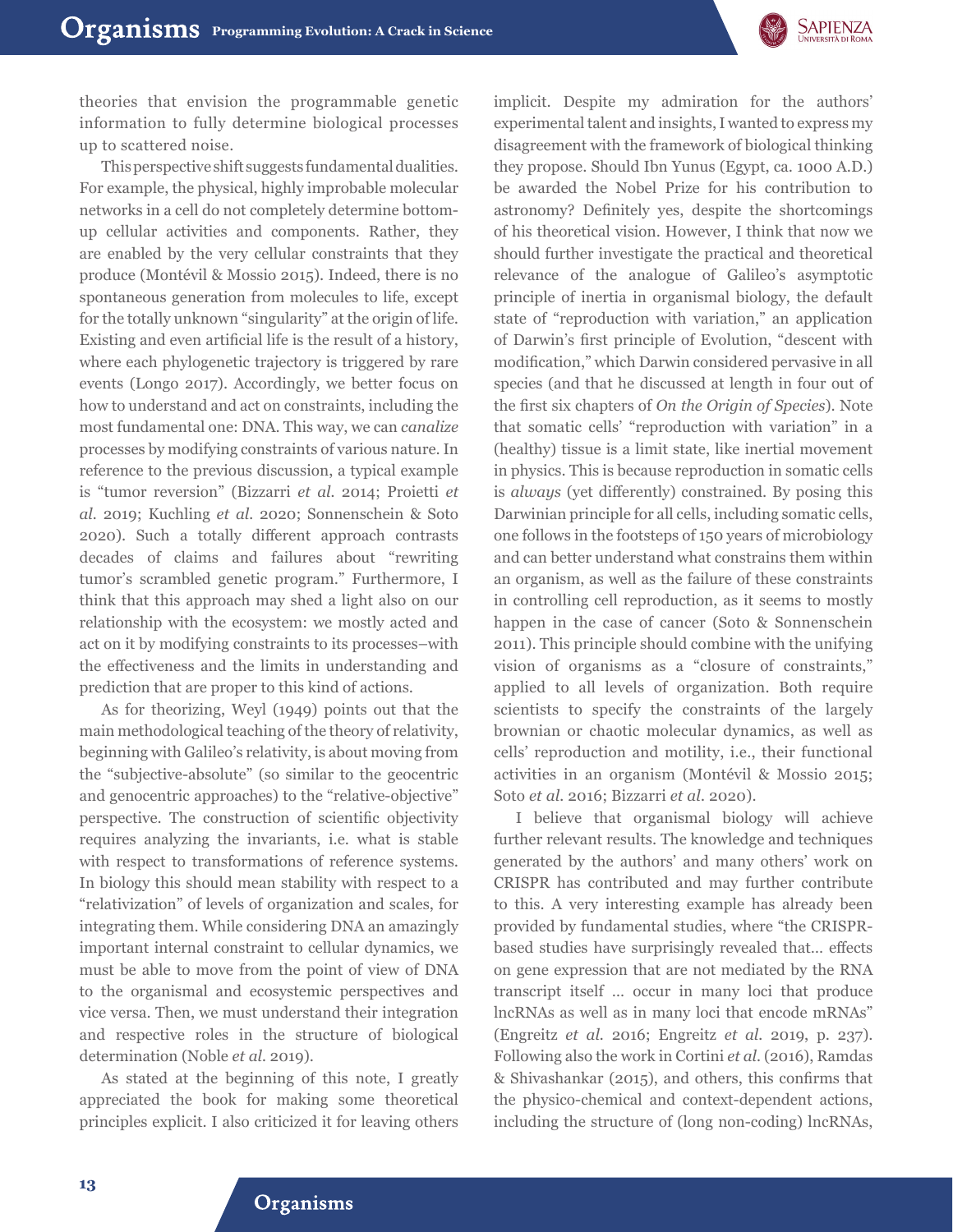theories that envision the programmable genetic information to fully determine biological processes up to scattered noise.

This perspective shift suggests fundamental dualities. For example, the physical, highly improbable molecular networks in a cell do not completely determine bottom-up cellular activities and components. Rather, they are enabled by the very cellular constraints that they produce (Montévil & Mossio 2015). Indeed, there is no spontaneous generation from molecules to life, except for the totally unknown "singularity" at the origin of life. Existing and even artificial life is the result of a history, where each phylogenetic trajectory is triggered by rare events (Longo 2017). Accordingly, we better focus on how to understand and act on constraints, including the most fundamental one: DNA. This way, we can *canalize* processes by modifying constraints of various nature. In reference to the previous discussion, a typical example is "tumor reversion" (Bizzarri *et al.* 2014; Proietti *et al.* 2019; Kuchling *et al.* 2020; Sonnenschein & Soto 2020). Such a totally different approach contrasts decades of claims and failures about "rewriting tumor's scrambled genetic program." Furthermore, I think that this approach may shed a light also on our relationship with the ecosystem: we mostly acted and act on it by modifying constraints to its processes–with the effectiveness and the limits in understanding and prediction that are proper to this kind of actions.

As for theorizing, Weyl (1949) points out that the main methodological teaching of the theory of relativity, beginning with Galileo's relativity, is about moving from the "subjective-absolute" (so similar to the geocentric and genocentric approaches) to the "relative-objective" perspective. The construction of scientific objectivity requires analyzing the invariants, i.e. what is stable with respect to transformations of reference systems. In biology this should mean stability with respect to a "relativization" of levels of organization and scales, for integrating them. While considering DNA an amazingly important internal constraint to cellular dynamics, we must be able to move from the point of view of DNA to the organismal and ecosystemic perspectives and vice versa. Then, we must understand their integration and respective roles in the structure of biological determination (Noble *et al.* 2019).

As stated at the beginning of this note, I greatly appreciated the book for making some theoretical principles explicit. I also criticized it for leaving others implicit. Despite my admiration for the authors' experimental talent and insights, I wanted to express my disagreement with the framework of biological thinking they propose. Should Ibn Yunus (Egypt, ca. 1000 A.D.) be awarded the Nobel Prize for his contribution to astronomy? Definitely yes, despite the shortcomings of his theoretical vision. However, I think that now we should further investigate the practical and theoretical relevance of the analogue of Galileo's asymptotic principle of inertia in organismal biology, the default state of "reproduction with variation," an application of Darwin's first principle of Evolution, "descent with modification," which Darwin considered pervasive in all species (and that he discussed at length in four out of the first six chapters of *On the Origin of Species*). Note that somatic cells' "reproduction with variation" in a (healthy) tissue is a limit state, like inertial movement in physics. This is because reproduction in somatic cells is *always* (yet differently) constrained. By posing this Darwinian principle for all cells, including somatic cells, one follows in the footsteps of 150 years of microbiology and can better understand what constrains them within an organism, as well as the failure of these constraints in controlling cell reproduction, as it seems to mostly happen in the case of cancer (Soto & Sonnenschein 2011). This principle should combine with the unifying vision of organisms as a "closure of constraints," applied to all levels of organization. Both require scientists to specify the constraints of the largely brownian or chaotic molecular dynamics, as well as cells' reproduction and motility, i.e., their functional activities in an organism (Montévil & Mossio 2015; Soto *et al.* 2016; Bizzarri *et al.* 2020).

I believe that organismal biology will achieve further relevant results. The knowledge and techniques generated by the authors' and many others' work on CRISPR has contributed and may further contribute to this. A very interesting example has already been provided by fundamental studies, where "the CRISPR-based studies have surprisingly revealed that… effects on gene expression that are not mediated by the RNA transcript itself … occur in many loci that produce lncRNAs as well as in many loci that encode mRNAs" (Engreitz *et al.* 2016; Engreitz *et al.* 2019, p. 237). Following also the work in Cortini *et al.* (2016), Ramdas & Shivashankar (2015), and others, this confirms that the physico-chemical and context-dependent actions, including the structure of (long non-coding) lncRNAs,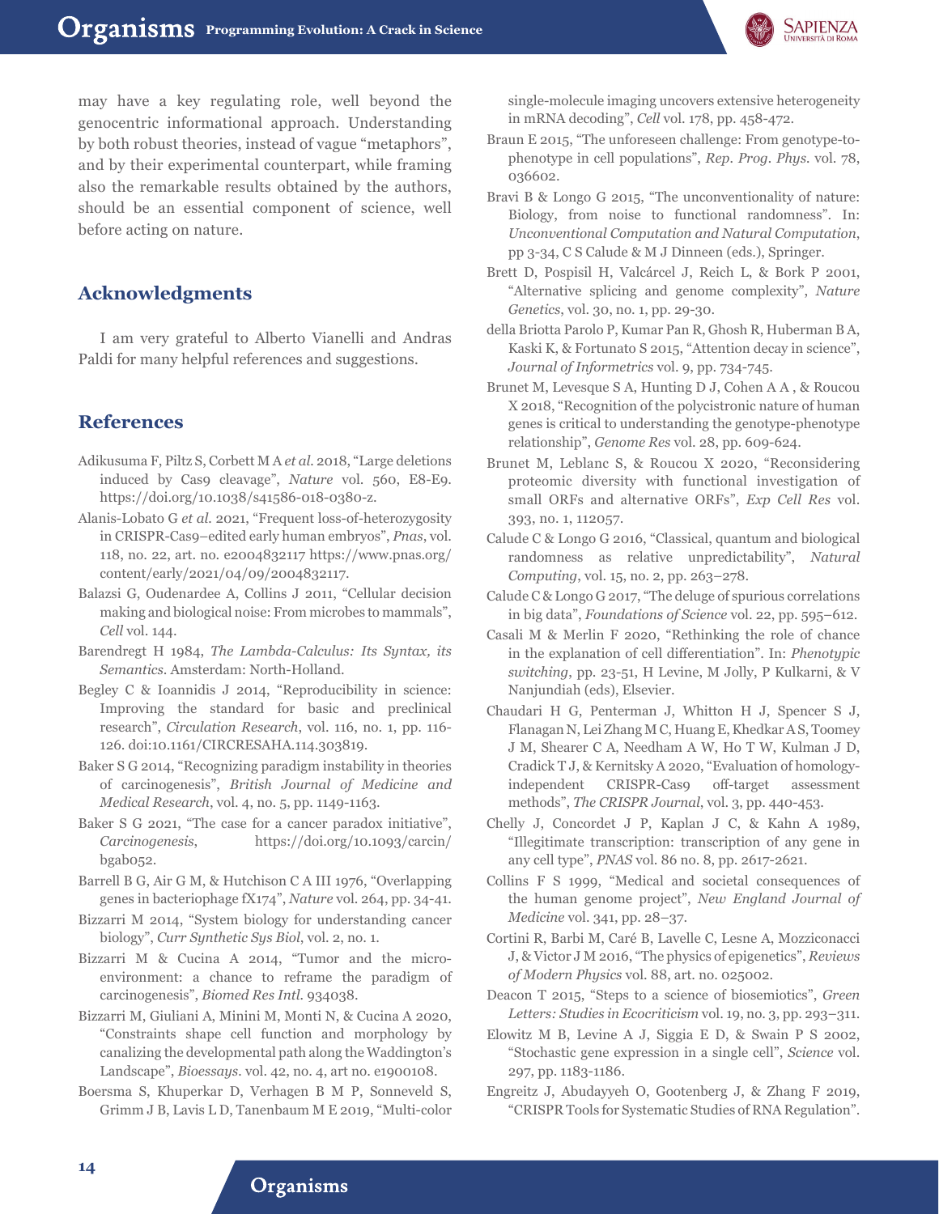may have a key regulating role, well beyond the genocentric informational approach. Understanding by both robust theories, instead of vague "metaphors", and by their experimental counterpart, while framing also the remarkable results obtained by the authors, should be an essential component of science, well before acting on nature.

## Acknowledgments

I am very grateful to Alberto Vianelli and Andras Paldi for many helpful references and suggestions.

## References

Adikusuma F, Piltz S, Corbett M A *et al.* 2018, "Large deletions induced by Cas9 cleavage", *Nature* vol. 560, E8-E9. https://doi.org/10.1038/s41586-018-0380-z.

Alanis-Lobato G *et al.* 2021, "Frequent loss-of-heterozygosity in CRISPR-Cas9–edited early human embryos", *Pnas*, vol. 118, no. 22, art. no. e2004832117 https://www.pnas.org/content/early/2021/04/09/2004832117.

Balazsi G, Oudenardee A, Collins J 2011, "Cellular decision making and biological noise: From microbes to mammals", *Cell* vol. 144.

Barendregt H 1984, *The Lambda-Calculus: Its Syntax, its Semantics*. Amsterdam: North-Holland.

Begley C & Ioannidis J 2014, "Reproducibility in science: Improving the standard for basic and preclinical research", *Circulation Research*, vol. 116, no. 1, pp. 116-126. doi:10.1161/CIRCRESAHA.114.303819.

Baker S G 2014, "Recognizing paradigm instability in theories of carcinogenesis", *British Journal of Medicine and Medical Research*, vol. 4, no. 5, pp. 1149-1163.

Baker S G 2021, "The case for a cancer paradox initiative", *Carcinogenesis*, https://doi.org/10.1093/carcin/bgab052.

Barrell B G, Air G M, & Hutchison C A III 1976, "Overlapping genes in bacteriophage fX174", *Nature* vol. 264, pp. 34-41.

Bizzarri M 2014, "System biology for understanding cancer biology", *Curr Synthetic Sys Biol*, vol. 2, no. 1.

Bizzarri M & Cucina A 2014, "Tumor and the microenvironment: a chance to reframe the paradigm of carcinogenesis", *Biomed Res Intl.* 934038.

Bizzarri M, Giuliani A, Minini M, Monti N, & Cucina A 2020, "Constraints shape cell function and morphology by canalizing the developmental path along the Waddington's Landscape", *Bioessays*. vol. 42, no. 4, art no. e1900108.

Boersma S, Khuperkar D, Verhagen B M P, Sonneveld S, Grimm J B, Lavis L D, Tanenbaum M E 2019, "Multi-color single-molecule imaging uncovers extensive heterogeneity in mRNA decoding", *Cell* vol. 178, pp. 458-472.

Braun E 2015, "The unforeseen challenge: From genotype-to-phenotype in cell populations", *Rep. Prog. Phys.* vol. 78, 036602.

Bravi B & Longo G 2015, "The unconventionality of nature: Biology, from noise to functional randomness". In: *Unconventional Computation and Natural Computation*, pp 3-34, C S Calude & M J Dinneen (eds.), Springer.

Brett D, Pospisil H, Valcárcel J, Reich L, & Bork P 2001, "Alternative splicing and genome complexity", *Nature Genetics*, vol. 30, no. 1, pp. 29-30.

della Briotta Parolo P, Kumar Pan R, Ghosh R, Huberman B A, Kaski K, & Fortunato S 2015, "Attention decay in science", *Journal of Informetrics* vol. 9, pp. 734-745.

Brunet M, Levesque S A, Hunting D J, Cohen A A , & Roucou X 2018, "Recognition of the polycistronic nature of human genes is critical to understanding the genotype-phenotype relationship", *Genome Res* vol. 28, pp. 609-624.

Brunet M, Leblanc S, & Roucou X 2020, "Reconsidering proteomic diversity with functional investigation of small ORFs and alternative ORFs", *Exp Cell Res* vol. 393, no. 1, 112057.

Calude C & Longo G 2016, "Classical, quantum and biological randomness as relative unpredictability", *Natural Computing*, vol. 15, no. 2, pp. 263–278.

Calude C & Longo G 2017, "The deluge of spurious correlations in big data", *Foundations of Science* vol. 22, pp. 595–612.

Casali M & Merlin F 2020, "Rethinking the role of chance in the explanation of cell differentiation". In: *Phenotypic switching*, pp. 23-51, H Levine, M Jolly, P Kulkarni, & V Nanjundiah (eds), Elsevier.

Chaudari H G, Penterman J, Whitton H J, Spencer S J, Flanagan N, Lei Zhang M C, Huang E, Khedkar A S, Toomey J M, Shearer C A, Needham A W, Ho T W, Kulman J D, Cradick T J, & Kernitsky A 2020, "Evaluation of homology-independent CRISPR-Cas9 off-target assessment methods", *The CRISPR Journal*, vol. 3, pp. 440-453.

Chelly J, Concordet J P, Kaplan J C, & Kahn A 1989, "Illegitimate transcription: transcription of any gene in any cell type", *PNAS* vol. 86 no. 8, pp. 2617-2621.

Collins F S 1999, "Medical and societal consequences of the human genome project", *New England Journal of Medicine* vol. 341, pp. 28–37.

Cortini R, Barbi M, Caré B, Lavelle C, Lesne A, Mozziconacci J, & Victor J M 2016, "The physics of epigenetics", *Reviews of Modern Physics* vol. 88, art. no. 025002.

Deacon T 2015, "Steps to a science of biosemiotics", *Green Letters: Studies in Ecocriticism* vol. 19, no. 3, pp. 293–311.

Elowitz M B, Levine A J, Siggia E D, & Swain P S 2002, "Stochastic gene expression in a single cell", *Science* vol. 297, pp. 1183-1186.

Engreitz J, Abudayyeh O, Gootenberg J, & Zhang F 2019, "CRISPR Tools for Systematic Studies of RNA Regulation".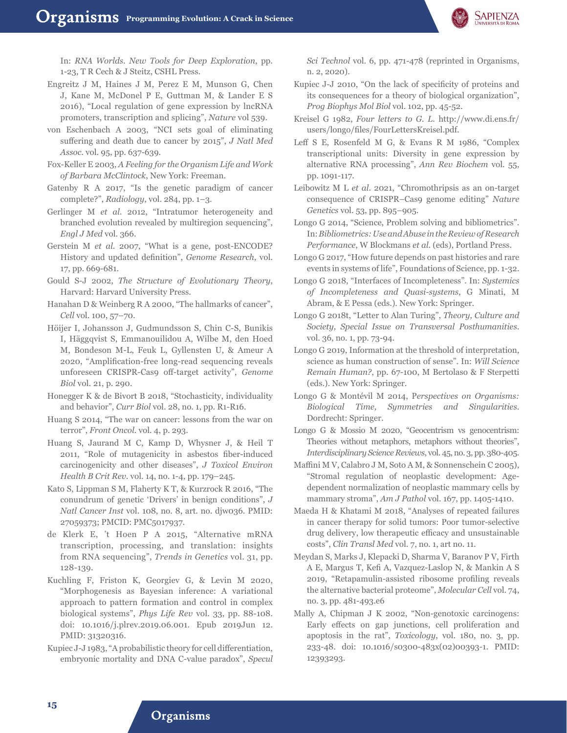In: *RNA Worlds. New Tools for Deep Exploration*, pp. 1-23, T R Cech & J Steitz, CSHL Press.

Engreitz J M, Haines J M, Perez E M, Munson G, Chen J, Kane M, McDonel P E, Guttman M, & Lander E S 2016), "Local regulation of gene expression by lncRNA promoters, transcription and splicing", *Nature* vol 539.

von Eschenbach A 2003, "NCI sets goal of eliminating suffering and death due to cancer by 2015", *J Natl Med Assoc.* vol. 95, pp. 637-639.

Fox-Keller E 2003, *A Feeling for the Organism Life and Work of Barbara McClintock*, New York: Freeman.

Gatenby R A 2017, "Is the genetic paradigm of cancer complete?", *Radiology*, vol. 284, pp. 1–3.

Gerlinger M *et al.* 2012, "Intratumor heterogeneity and branched evolution revealed by multiregion sequencing", *Engl J Med* vol. 366.

Gerstein M *et al.* 2007, "What is a gene, post-ENCODE? History and updated definition", *Genome Research*, vol. 17, pp. 669-681.

Gould S-J 2002, *The Structure of Evolutionary Theory*, Harvard: Harvard University Press.

Hanahan D & Weinberg R A 2000, "The hallmarks of cancer", *Cell* vol. 100, 57–70.

Höijer I, Johansson J, Gudmundsson S, Chin C-S, Bunikis I, Häggqvist S, Emmanouilidou A, Wilbe M, den Hoed M, Bondeson M-L, Feuk L, Gyllensten U, & Ameur A 2020, "Amplification-free long-read sequencing reveals unforeseen CRISPR-Cas9 off-target activity", *Genome Biol* vol. 21, p. 290.

Honegger K & de Bivort B 2018, "Stochasticity, individuality and behavior", *Curr Biol* vol. 28, no. 1, pp. R1-R16.

Huang S 2014, "The war on cancer: lessons from the war on terror", *Front Oncol.* vol. 4, p. 293.

Huang S, Jaurand M C, Kamp D, Whysner J, & Heil T 2011, "Role of mutagenicity in asbestos fiber-induced carcinogenicity and other diseases", *J Toxicol Environ Health B Crit Rev.* vol. 14, no. 1-4, pp. 179–245.

Kato S, Lippman S M, Flaherty K T, & Kurzrock R 2016, "The conundrum of genetic 'Drivers' in benign conditions", *J Natl Cancer Inst* vol. 108, no. 8, art. no. djw036. PMID: 27059373; PMCID: PMC5017937.

de Klerk E, 't Hoen P A 2015, "Alternative mRNA transcription, processing, and translation: insights from RNA sequencing", *Trends in Genetics* vol. 31, pp. 128-139.

Kuchling F, Friston K, Georgiev G, & Levin M 2020, "Morphogenesis as Bayesian inference: A variational approach to pattern formation and control in complex biological systems", *Phys Life Rev* vol. 33, pp. 88-108. doi: 10.1016/j.plrev.2019.06.001. Epub 2019Jun 12. PMID: 31320316.

Kupiec J-J 1983, "A probabilistic theory for cell differentiation, embryonic mortality and DNA C-value paradox", *Specul Sci Technol* vol. 6, pp. 471-478 (reprinted in Organisms, n. 2, 2020).

Kupiec J-J 2010, "On the lack of specificity of proteins and its consequences for a theory of biological organization", *Prog Biophys Mol Biol* vol. 102, pp. 45-52.

Kreisel G 1982, *Four letters to G. L.* http://www.di.ens.fr/users/longo/files/FourLettersKreisel.pdf.

Leff S E, Rosenfeld M G, & Evans R M 1986, "Complex transcriptional units: Diversity in gene expression by alternative RNA processing", *Ann Rev Biochem* vol. 55, pp. 1091-117.

Leibowitz M L *et al.* 2021, "Chromothripsis as an on-target consequence of CRISPR–Cas9 genome editing" *Nature Genetics* vol. 53, pp. 895–905.

Longo G 2014, "Science, Problem solving and bibliometrics". In: *Bibliometrics: Use and Abuse in the Review of Research Performance*, W Blockmans *et al.* (eds), Portland Press.

Longo G 2017, "How future depends on past histories and rare events in systems of life", Foundations of Science, pp. 1-32.

Longo G 2018, "Interfaces of Incompleteness". In: *Systemics of Incompleteness and Quasi-systems*, G Minati, M Abram, & E Pessa (eds.). New York: Springer.

Longo G 2018t, "Letter to Alan Turing", *Theory, Culture and Society, Special Issue on Transversal Posthumanities*. vol. 36, no. 1, pp. 73-94.

Longo G 2019, Information at the threshold of interpretation, science as human construction of sense". In: *Will Science Remain Human?*, pp. 67-100, M Bertolaso & F Sterpetti (eds.). New York: Springer.

Longo G & Montévil M 2014, P*erspectives on Organisms: Biological Time, Symmetries and Singularities*. Dordrecht: Springer.

Longo G & Mossio M 2020, "Geocentrism vs genocentrism: Theories without metaphors, metaphors without theories", *Interdisciplinary Science Reviews*, vol. 45, no. 3, pp. 380-405.

Maffini M V, Calabro J M, Soto A M, & Sonnenschein C 2005), "Stromal regulation of neoplastic development: Age-dependent normalization of neoplastic mammary cells by mammary stroma", *Am J Pathol* vol. 167, pp. 1405-1410.

Maeda H & Khatami M 2018, "Analyses of repeated failures in cancer therapy for solid tumors: Poor tumor-selective drug delivery, low therapeutic efficacy and unsustainable costs", *Clin Transl Med* vol. 7, no. 1, art no. 11.

Meydan S, Marks J, Klepacki D, Sharma V, Baranov P V, Firth A E, Margus T, Kefi A, Vazquez-Laslop N, & Mankin A S 2019, "Retapamulin-assisted ribosome profiling reveals the alternative bacterial proteome", *Molecular Cell* vol. 74, no. 3, pp. 481-493.e6

Mally A, Chipman J K 2002, "Non-genotoxic carcinogens: Early effects on gap junctions, cell proliferation and apoptosis in the rat", *Toxicology*, vol. 180, no. 3, pp. 233-48. doi: 10.1016/s0300-483x(02)00393-1. PMID: 12393293.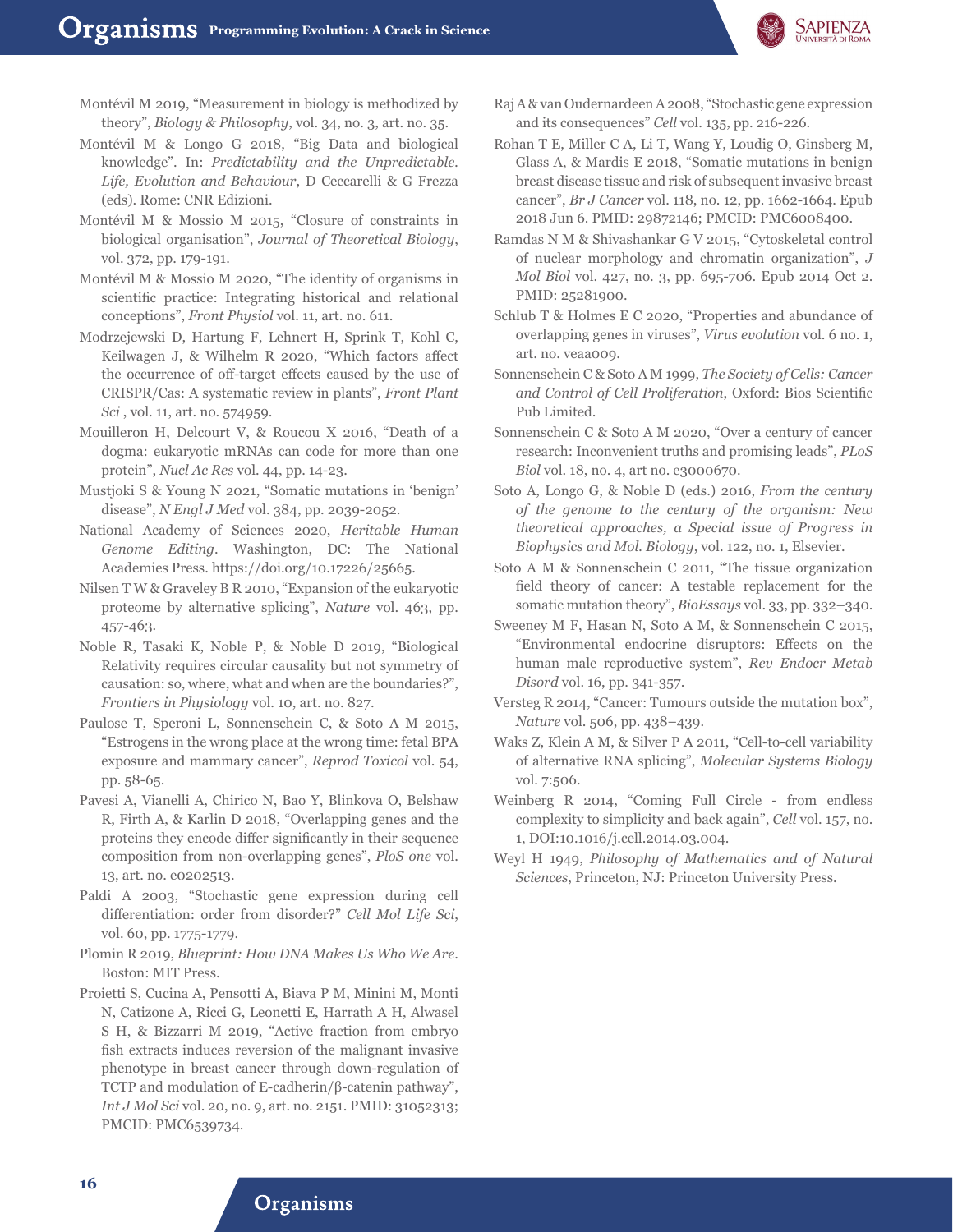Montévil M 2019, "Measurement in biology is methodized by theory", *Biology & Philosophy*, vol. 34, no. 3, art. no. 35.

Montévil M & Longo G 2018, "Big Data and biological knowledge". In: *Predictability and the Unpredictable. Life, Evolution and Behaviour*, D Ceccarelli & G Frezza (eds). Rome: CNR Edizioni.

Montévil M & Mossio M 2015, "Closure of constraints in biological organisation", *Journal of Theoretical Biology*, vol. 372, pp. 179-191.

Montévil M & Mossio M 2020, "The identity of organisms in scientific practice: Integrating historical and relational conceptions", *Front Physiol* vol. 11, art. no. 611.

Modrzejewski D, Hartung F, Lehnert H, Sprink T, Kohl C, Keilwagen J, & Wilhelm R 2020, "Which factors affect the occurrence of off-target effects caused by the use of CRISPR/Cas: A systematic review in plants", *Front Plant Sci* , vol. 11, art. no. 574959.

Mouilleron H, Delcourt V, & Roucou X 2016, "Death of a dogma: eukaryotic mRNAs can code for more than one protein", *Nucl Ac Res* vol. 44, pp. 14-23.

Mustjoki S & Young N 2021, "Somatic mutations in 'benign' disease", *N Engl J Med* vol. 384, pp. 2039-2052.

National Academy of Sciences 2020, *Heritable Human Genome Editing*. Washington, DC: The National Academies Press. https://doi.org/10.17226/25665.

Nilsen T W & Graveley B R 2010, "Expansion of the eukaryotic proteome by alternative splicing", *Nature* vol. 463, pp. 457-463.

Noble R, Tasaki K, Noble P, & Noble D 2019, "Biological Relativity requires circular causality but not symmetry of causation: so, where, what and when are the boundaries?", *Frontiers in Physiology* vol. 10, art. no. 827.

Paulose T, Speroni L, Sonnenschein C, & Soto A M 2015, "Estrogens in the wrong place at the wrong time: fetal BPA exposure and mammary cancer", *Reprod Toxicol* vol. 54, pp. 58-65.

Pavesi A, Vianelli A, Chirico N, Bao Y, Blinkova O, Belshaw R, Firth A, & Karlin D 2018, "Overlapping genes and the proteins they encode differ significantly in their sequence composition from non-overlapping genes", *PloS one* vol. 13, art. no. e0202513.

Paldi A 2003, "Stochastic gene expression during cell differentiation: order from disorder?" *Cell Mol Life Sci*, vol. 60, pp. 1775-1779.

Plomin R 2019, *Blueprint: How DNA Makes Us Who We Are*. Boston: MIT Press.

Proietti S, Cucina A, Pensotti A, Biava P M, Minini M, Monti N, Catizone A, Ricci G, Leonetti E, Harrath A H, Alwasel S H, & Bizzarri M 2019, "Active fraction from embryo fish extracts induces reversion of the malignant invasive phenotype in breast cancer through down-regulation of TCTP and modulation of E-cadherin/β-catenin pathway", *Int J Mol Sci* vol. 20, no. 9, art. no. 2151. PMID: 31052313; PMCID: PMC6539734.

Raj A & van Oudernardeen A 2008, "Stochastic gene expression and its consequences" *Cell* vol. 135, pp. 216-226.

Rohan T E, Miller C A, Li T, Wang Y, Loudig O, Ginsberg M, Glass A, & Mardis E 2018, "Somatic mutations in benign breast disease tissue and risk of subsequent invasive breast cancer", *Br J Cancer* vol. 118, no. 12, pp. 1662-1664. Epub 2018 Jun 6. PMID: 29872146; PMCID: PMC6008400.

Ramdas N M & Shivashankar G V 2015, "Cytoskeletal control of nuclear morphology and chromatin organization", *J Mol Biol* vol. 427, no. 3, pp. 695-706. Epub 2014 Oct 2. PMID: 25281900.

Schlub T & Holmes E C 2020, "Properties and abundance of overlapping genes in viruses", *Virus evolution* vol. 6 no. 1, art. no. veaa009.

Sonnenschein C & Soto A M 1999, *The Society of Cells: Cancer and Control of Cell Proliferation*, Oxford: Bios Scientific Pub Limited.

Sonnenschein C & Soto A M 2020, "Over a century of cancer research: Inconvenient truths and promising leads", *PLoS Biol* vol. 18, no. 4, art no. e3000670.

Soto A, Longo G, & Noble D (eds.) 2016, *From the century of the genome to the century of the organism: New theoretical approaches, a Special issue of Progress in Biophysics and Mol. Biology*, vol. 122, no. 1, Elsevier.

Soto A M & Sonnenschein C 2011, "The tissue organization field theory of cancer: A testable replacement for the somatic mutation theory", *BioEssays* vol. 33, pp. 332–340.

Sweeney M F, Hasan N, Soto A M, & Sonnenschein C 2015, "Environmental endocrine disruptors: Effects on the human male reproductive system", *Rev Endocr Metab Disord* vol. 16, pp. 341-357.

Versteg R 2014, "Cancer: Tumours outside the mutation box", *Nature* vol. 506, pp. 438–439.

Waks Z, Klein A M, & Silver P A 2011, "Cell-to-cell variability of alternative RNA splicing", *Molecular Systems Biology* vol. 7:506.

Weinberg R 2014, "Coming Full Circle - from endless complexity to simplicity and back again", *Cell* vol. 157, no. 1, DOI:10.1016/j.cell.2014.03.004.

Weyl H 1949, *Philosophy of Mathematics and of Natural Sciences*, Princeton, NJ: Princeton University Press.